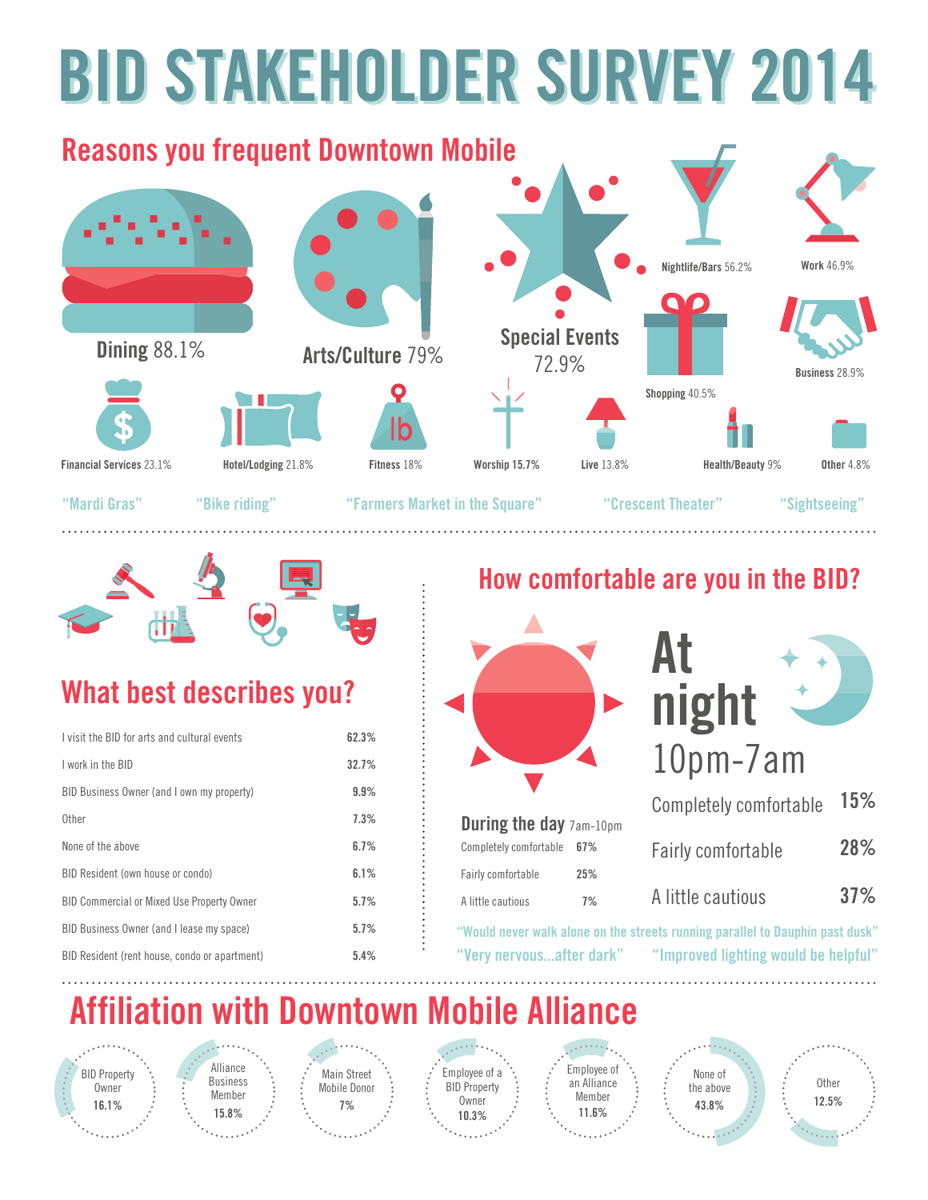# BID STAKEHOLDER SURVEY 2014

## Reasons you frequent Downtown Mobile

- **Dining** 88.1%
- **Arts/Culture** 79%
- **Special Events** 72.9%
- **Nightlife/Bars** 56.2%
- **Work** 46.9%
- **Shopping** 40.5%
- **Business** 28.9%
- **Financial Services** 23.1%
- **Hotel/Lodging** 21.8%
- **Fitness** 18%
- **Worship** 15.7%
- **Live** 13.8%
- **Health/Beauty** 9%
- **Other** 4.8%

"Mardi Gras" "Bike riding" "Farmers Market in the Square" "Crescent Theater" "Sightseeing"

## What best describes you?

| | |
|---|---|
| I visit the BID for arts and cultural events | 62.3% |
| I work in the BID | 32.7% |
| BID Business Owner (and I own my property) | 9.9% |
| Other | 7.3% |
| None of the above | 6.7% |
| BID Resident (own house or condo) | 6.1% |
| BID Commercial or Mixed Use Property Owner | 5.7% |
| BID Business Owner (and I lease my space) | 5.7% |
| BID Resident (rent house, condo or apartment) | 5.4% |

## How comfortable are you in the BID?

**During the day** 7am-10pm

| | |
|---|---|
| Completely comfortable | 67% |
| Fairly comfortable | 25% |
| A little cautious | 7% |

**At night** 10pm-7am

| | |
|---|---|
| Completely comfortable | 15% |
| Fairly comfortable | 28% |
| A little cautious | 37% |

"Would never walk alone on the streets running parallel to Dauphin past dusk"

"Very nervous...after dark" "Improved lighting would be helpful"

## Affiliation with Downtown Mobile Alliance

- BID Property Owner 16.1%
- Alliance Business Member 15.8%
- Main Street Mobile Donor 7%
- Employee of a BID Property Owner 10.3%
- Employee of an Alliance Member 11.6%
- None of the above 43.8%
- Other 12.5%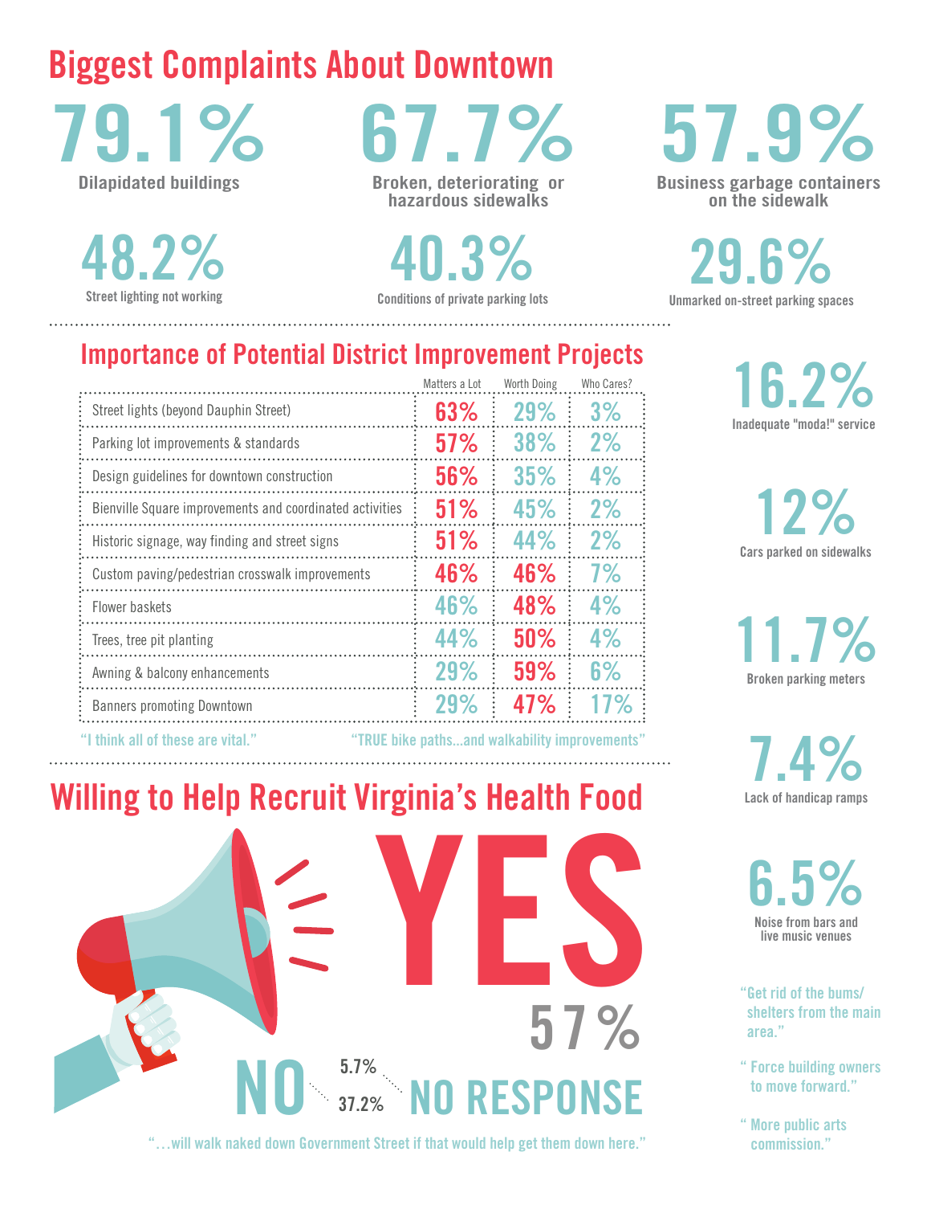# Biggest Complaints About Downtown

**79.1%** Dilapidated buildings

**67.7%** Broken, deteriorating or hazardous sidewalks

**57.9%** Business garbage containers on the sidewalk

**48.2%** Street lighting not working

**40.3%** Conditions of private parking lots

**29.6%** Unmarked on-street parking spaces

**16.2%** Inadequate "moda!" service

**12%** Cars parked on sidewalks

**11.7%** Broken parking meters

**7.4%** Lack of handicap ramps

**6.5%** Noise from bars and live music venues

"Get rid of the bums/ shelters from the main area."

"Force building owners to move forward."

"More public arts commission."

## Importance of Potential District Improvement Projects

| | Matters a Lot | Worth Doing | Who Cares? |
|---|---|---|---|
| Street lights (beyond Dauphin Street) | 63% | 29% | 3% |
| Parking lot improvements & standards | 57% | 38% | 2% |
| Design guidelines for downtown construction | 56% | 35% | 4% |
| Bienville Square improvements and coordinated activities | 51% | 45% | 2% |
| Historic signage, way finding and street signs | 51% | 44% | 2% |
| Custom paving/pedestrian crosswalk improvements | 46% | 46% | 7% |
| Flower baskets | 46% | 48% | 4% |
| Trees, tree pit planting | 44% | 50% | 4% |
| Awning & balcony enhancements | 29% | 59% | 6% |
| Banners promoting Downtown | 29% | 47% | 17% |

"I think all of these are vital."

"TRUE bike paths...and walkability improvements"

## Willing to Help Recruit Virginia's Health Food

**YES** 57%

**NO** 37.2%

**NO RESPONSE** 5.7%

"…will walk naked down Government Street if that would help get them down here."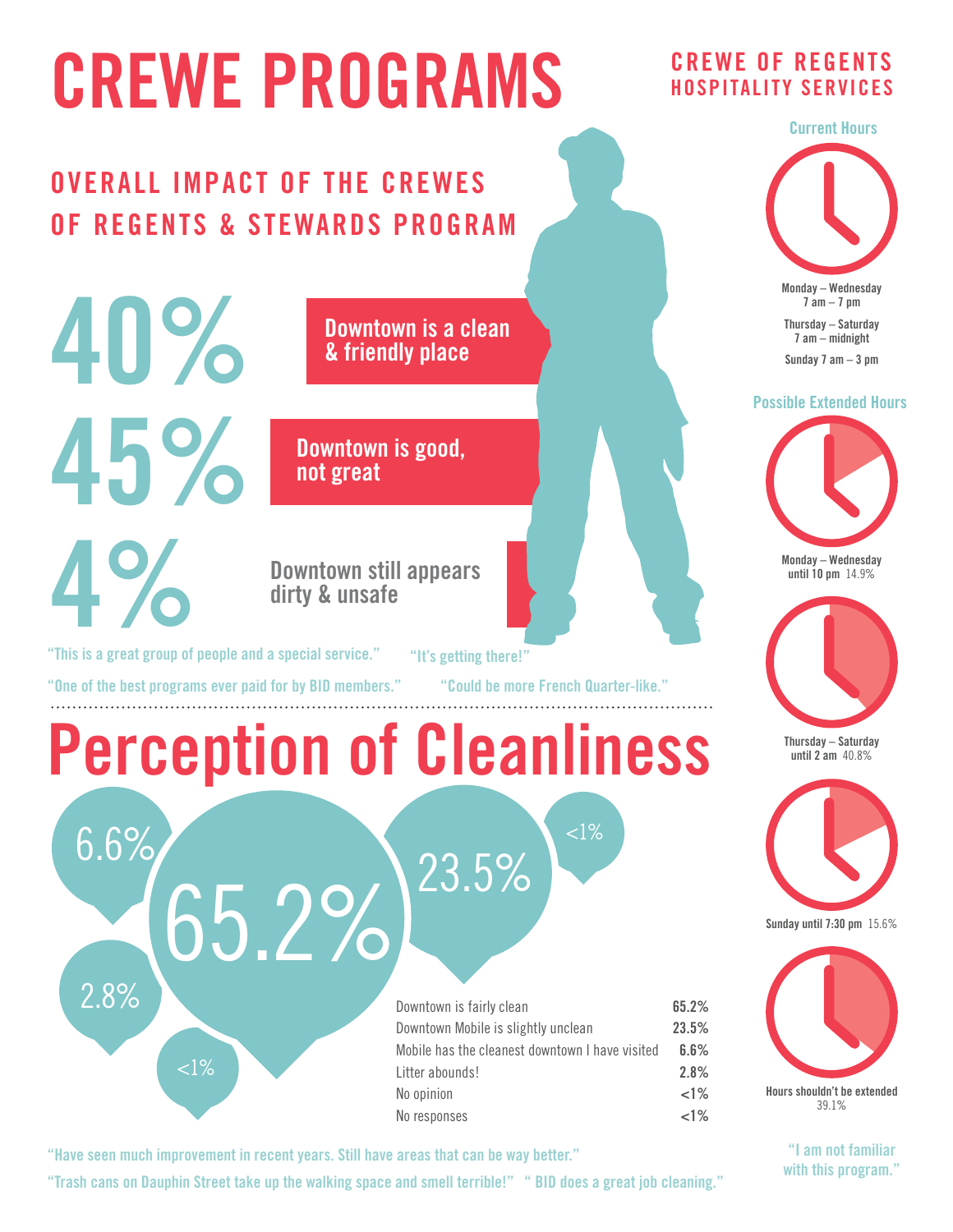# CREWE PROGRAMS

## OVERALL IMPACT OF THE CREWES OF REGENTS & STEWARDS PROGRAM

**40%** Downtown is a clean & friendly place

**45%** Downtown is good, not great

**4%** Downtown still appears dirty & unsafe

"This is a great group of people and a special service." "It's getting there!"

"One of the best programs ever paid for by BID members." "Could be more French Quarter-like."

## Perception of Cleanliness

| | |
|---|---|
| Downtown is fairly clean | 65.2% |
| Downtown Mobile is slightly unclean | 23.5% |
| Mobile has the cleanest downtown I have visited | 6.6% |
| Litter abounds! | 2.8% |
| No opinion | <1% |
| No responses | <1% |

"Have seen much improvement in recent years. Still have areas that can be way better."

"Trash cans on Dauphin Street take up the walking space and smell terrible!" "BID does a great job cleaning."

## CREWE OF REGENTS HOSPITALITY SERVICES

### Current Hours

Monday – Wednesday 7 am – 7 pm

Thursday – Saturday 7 am – midnight

Sunday 7 am – 3 pm

### Possible Extended Hours

Monday – Wednesday until 10 pm 14.9%

Thursday – Saturday until 2 am 40.8%

Sunday until 7:30 pm 15.6%

Hours shouldn't be extended 39.1%

"I am not familiar with this program."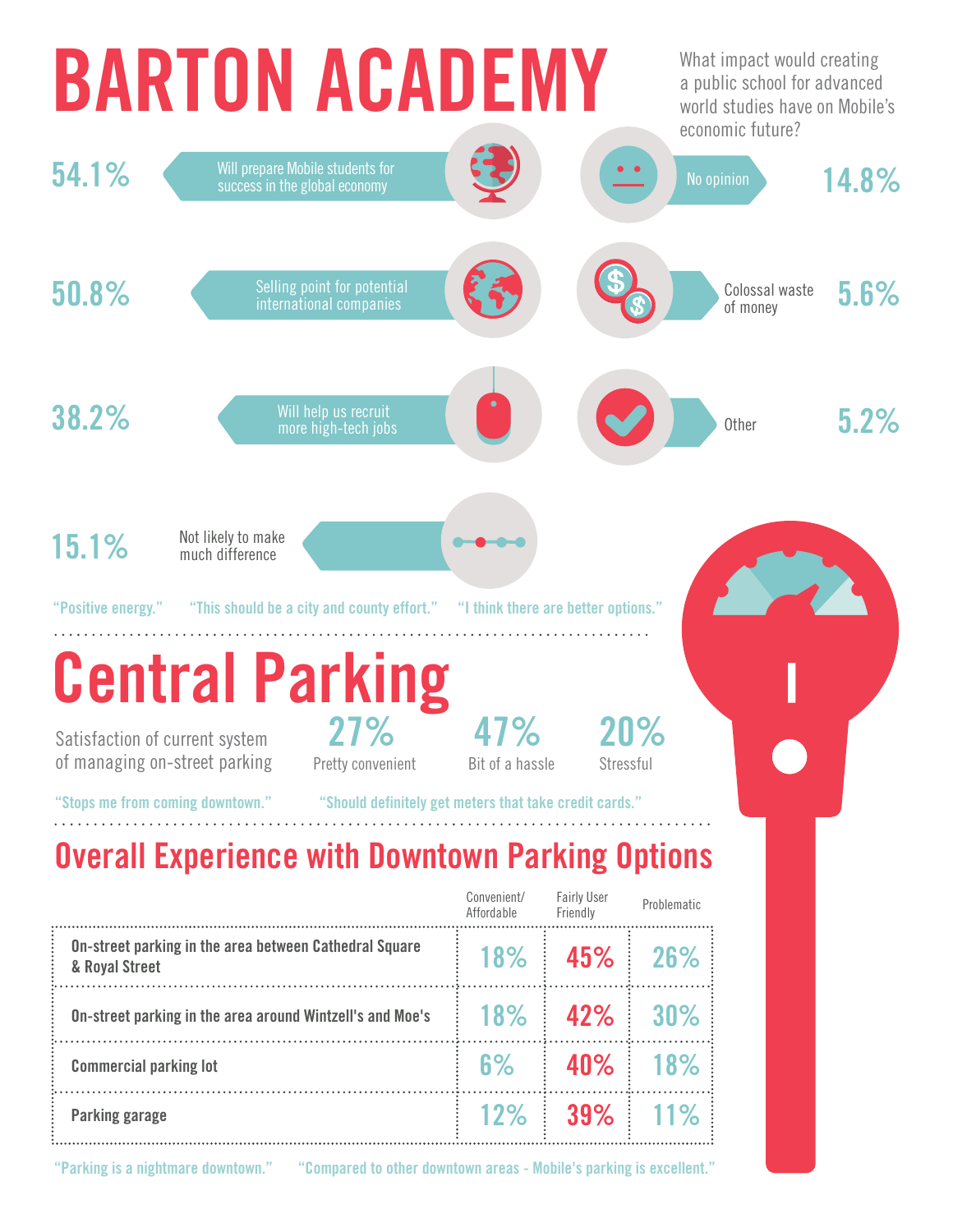# BARTON ACADEMY

What impact would creating a public school for advanced world studies have on Mobile's economic future?

| Response | Percentage |
| --- | --- |
| Will prepare Mobile students for success in the global economy | 54.1% |
| Selling point for potential international companies | 50.8% |
| Will help us recruit more high-tech jobs | 38.2% |
| Not likely to make much difference | 15.1% |
| No opinion | 14.8% |
| Colossal waste of money | 5.6% |
| Other | 5.2% |

"Positive energy." "This should be a city and county effort." "I think there are better options."

# Central Parking

Satisfaction of current system of managing on-street parking

| 27% | 47% | 20% |
| --- | --- | --- |
| Pretty convenient | Bit of a hassle | Stressful |

"Stops me from coming downtown." "Should definitely get meters that take credit cards."

## Overall Experience with Downtown Parking Options

| | Convenient/ Affordable | Fairly User Friendly | Problematic |
| --- | --- | --- | --- |
| **On-street parking in the area between Cathedral Square & Royal Street** | 18% | 45% | 26% |
| **On-street parking in the area around Wintzell's and Moe's** | 18% | 42% | 30% |
| **Commercial parking lot** | 6% | 40% | 18% |
| **Parking garage** | 12% | 39% | 11% |

"Parking is a nightmare downtown." "Compared to other downtown areas - Mobile's parking is excellent."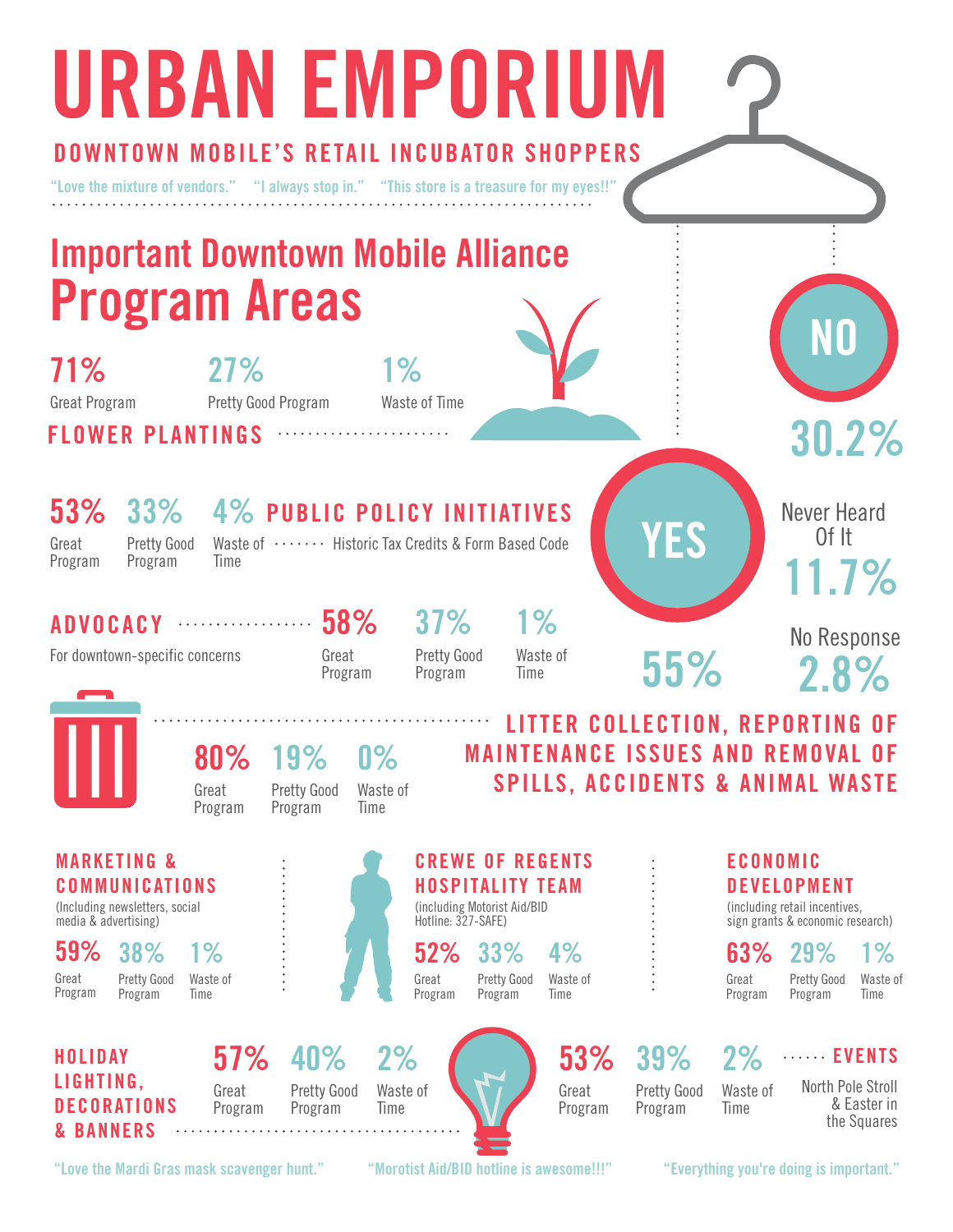# URBAN EMPORIUM

## DOWNTOWN MOBILE'S RETAIL INCUBATOR SHOPPERS

"Love the mixture of vendors." "I always stop in." "This store is a treasure for my eyes!!"

NO
30.2%

YES
55%

Never Heard Of It
11.7%

No Response
2.8%

# Important Downtown Mobile Alliance Program Areas

### FLOWER PLANTINGS

71% Great Program
27% Pretty Good Program
1% Waste of Time

### PUBLIC POLICY INITIATIVES

Historic Tax Credits & Form Based Code

53% Great Program
33% Pretty Good Program
4% Waste of Time

### ADVOCACY

For downtown-specific concerns

58% Great Program
37% Pretty Good Program
1% Waste of Time

### LITTER COLLECTION, REPORTING OF MAINTENANCE ISSUES AND REMOVAL OF SPILLS, ACCIDENTS & ANIMAL WASTE

80% Great Program
19% Pretty Good Program
0% Waste of Time

### MARKETING & COMMUNICATIONS

(Including newsletters, social media & advertising)

59% Great Program
38% Pretty Good Program
1% Waste of Time

### CREWE OF REGENTS HOSPITALITY TEAM

(including Motorist Aid/BID Hotline: 327-SAFE)

52% Great Program
33% Pretty Good Program
4% Waste of Time

### ECONOMIC DEVELOPMENT

(including retail incentives, sign grants & economic research)

63% Great Program
29% Pretty Good Program
1% Waste of Time

### HOLIDAY LIGHTING, DECORATIONS & BANNERS

57% Great Program
40% Pretty Good Program
2% Waste of Time

### EVENTS

North Pole Stroll & Easter in the Squares

53% Great Program
39% Pretty Good Program
2% Waste of Time

"Love the Mardi Gras mask scavenger hunt." "Morotist Aid/BID hotline is awesome!!!" "Everything you're doing is important."